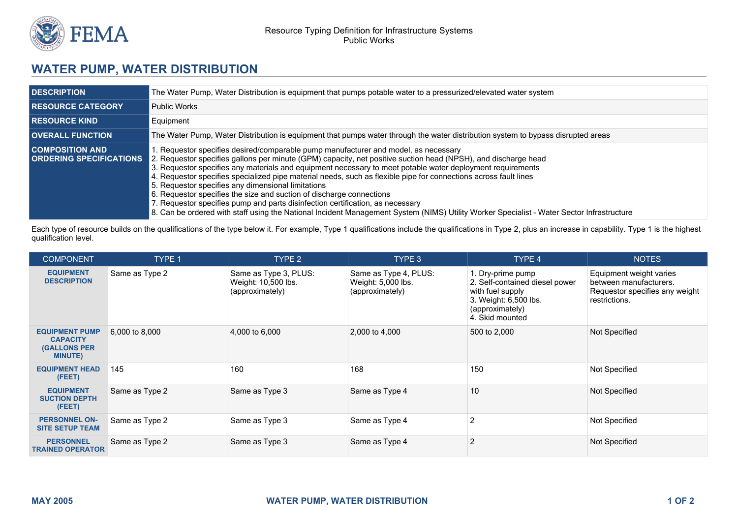# WATER PUMP, WATER DISTRIBUTION

| | |
|---|---|
| **DESCRIPTION** | The Water Pump, Water Distribution is equipment that pumps potable water to a pressurized/elevated water system |
| **RESOURCE CATEGORY** | Public Works |
| **RESOURCE KIND** | Equipment |
| **OVERALL FUNCTION** | The Water Pump, Water Distribution is equipment that pumps water through the water distribution system to bypass disrupted areas |
| **COMPOSITION AND ORDERING SPECIFICATIONS** | 1. Requestor specifies desired/comparable pump manufacturer and model, as necessary<br>2. Requestor specifies gallons per minute (GPM) capacity, net positive suction head (NPSH), and discharge head<br>3. Requestor specifies any materials and equipment necessary to meet potable water deployment requirements<br>4. Requestor specifies specialized pipe material needs, such as flexible pipe for connections across fault lines<br>5. Requestor specifies any dimensional limitations<br>6. Requestor specifies the size and suction of discharge connections<br>7. Requestor specifies pump and parts disinfection certification, as necessary<br>8. Can be ordered with staff using the National Incident Management System (NIMS) Utility Worker Specialist - Water Sector Infrastructure |

Each type of resource builds on the qualifications of the type below it. For example, Type 1 qualifications include the qualifications in Type 2, plus an increase in capability. Type 1 is the highest qualification level.

| COMPONENT | TYPE 1 | TYPE 2 | TYPE 3 | TYPE 4 | NOTES |
|---|---|---|---|---|---|
| **EQUIPMENT DESCRIPTION** | Same as Type 2 | Same as Type 3, PLUS:<br>Weight: 10,500 lbs. (approximately) | Same as Type 4, PLUS:<br>Weight: 5,000 lbs. (approximately) | 1. Dry-prime pump<br>2. Self-contained diesel power with fuel supply<br>3. Weight: 6,500 lbs. (approximately)<br>4. Skid mounted | Equipment weight varies between manufacturers. Requestor specifies any weight restrictions. |
| **EQUIPMENT PUMP CAPACITY (GALLONS PER MINUTE)** | 6,000 to 8,000 | 4,000 to 6,000 | 2,000 to 4,000 | 500 to 2,000 | Not Specified |
| **EQUIPMENT HEAD (FEET)** | 145 | 160 | 168 | 150 | Not Specified |
| **EQUIPMENT SUCTION DEPTH (FEET)** | Same as Type 2 | Same as Type 3 | Same as Type 4 | 10 | Not Specified |
| **PERSONNEL ON-SITE SETUP TEAM** | Same as Type 2 | Same as Type 3 | Same as Type 4 | 2 | Not Specified |
| **PERSONNEL TRAINED OPERATOR** | Same as Type 2 | Same as Type 3 | Same as Type 4 | 2 | Not Specified |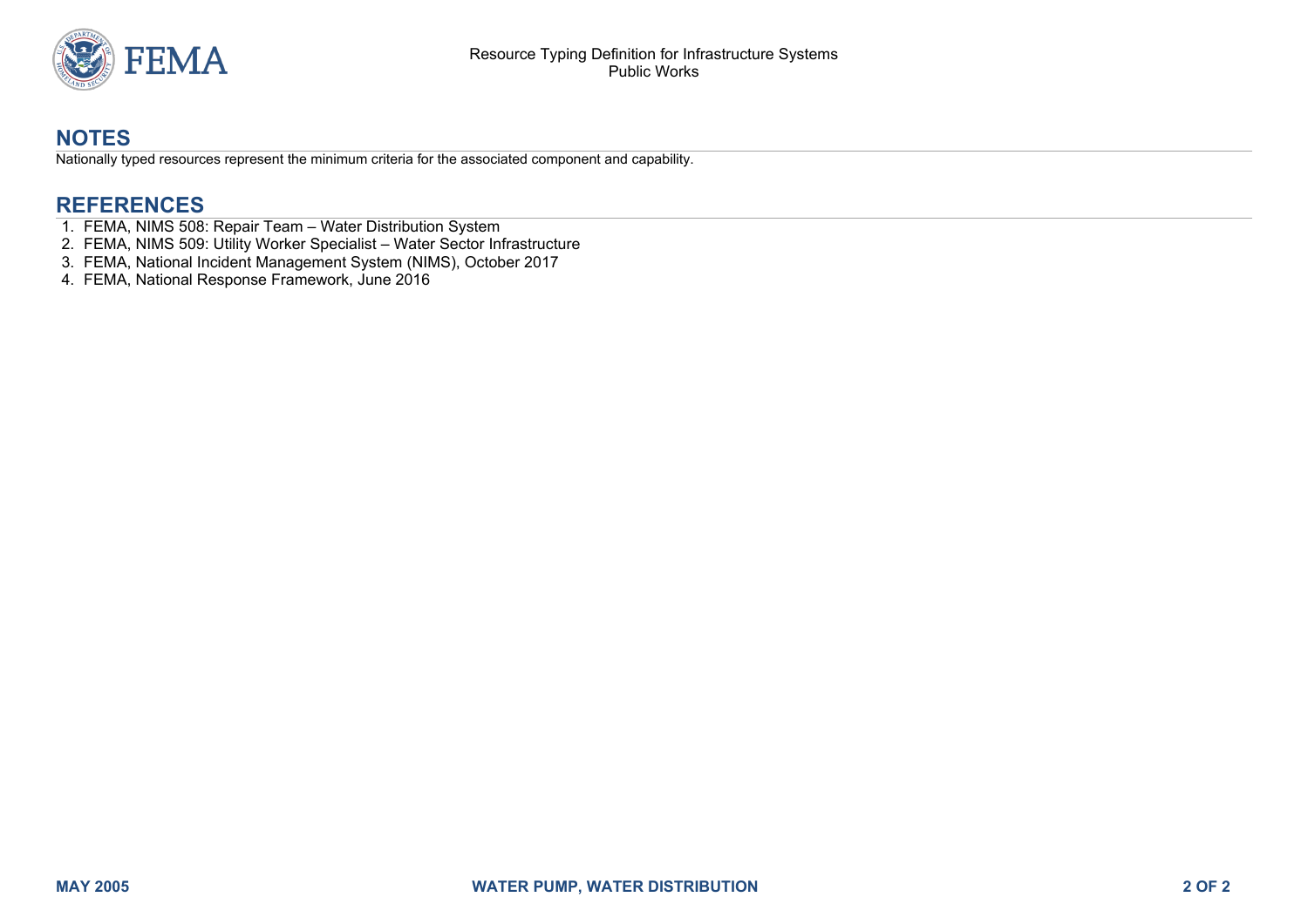## NOTES

Nationally typed resources represent the minimum criteria for the associated component and capability.

## REFERENCES

1. FEMA, NIMS 508: Repair Team – Water Distribution System
2. FEMA, NIMS 509: Utility Worker Specialist – Water Sector Infrastructure
3. FEMA, National Incident Management System (NIMS), October 2017
4. FEMA, National Response Framework, June 2016